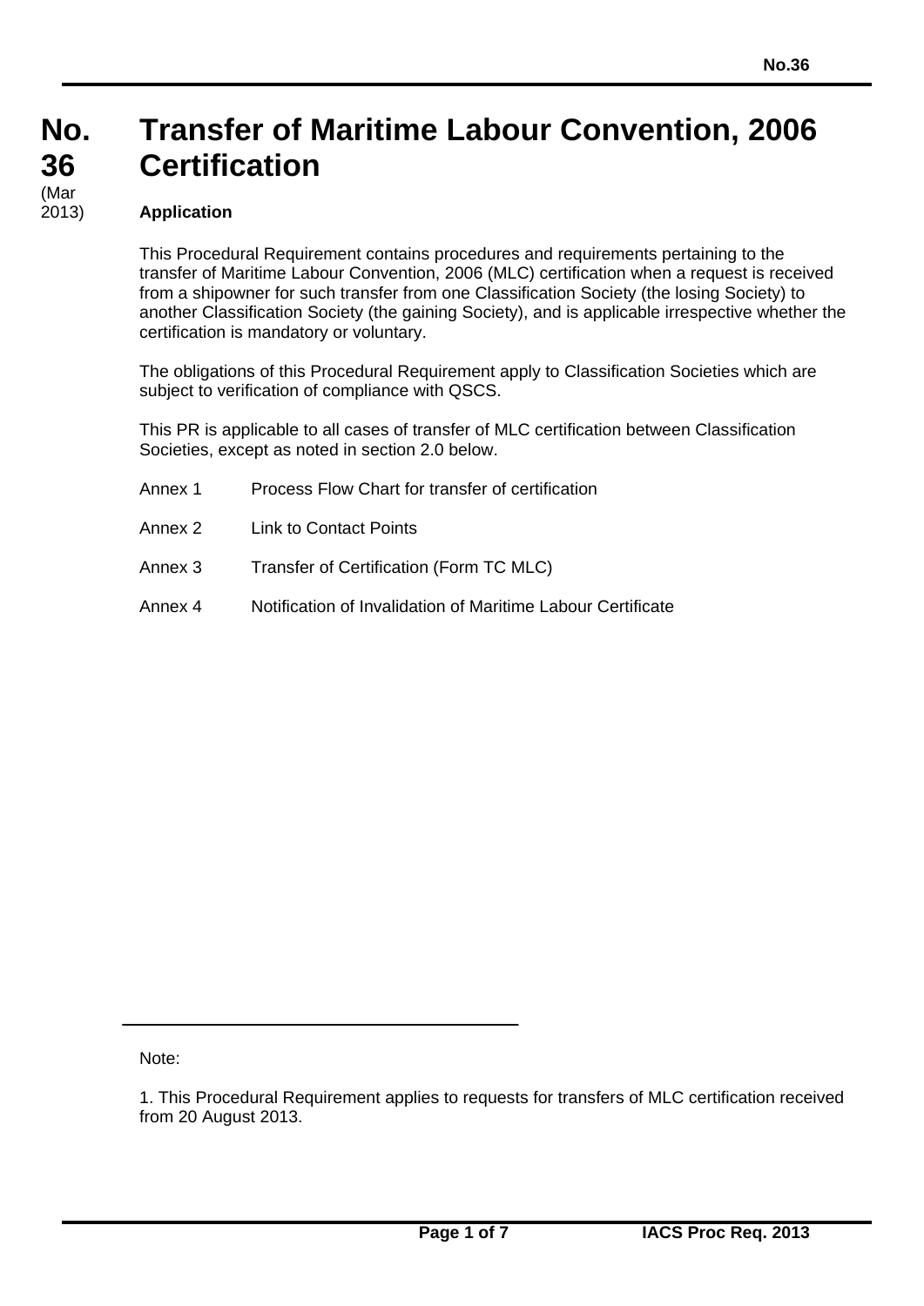# No. 36 Transfer of Maritime Labour Convention, 2006 Certification

(Mar 2013)

**Application**

This Procedural Requirement contains procedures and requirements pertaining to the transfer of Maritime Labour Convention, 2006 (MLC) certification when a request is received from a shipowner for such transfer from one Classification Society (the losing Society) to another Classification Society (the gaining Society), and is applicable irrespective whether the certification is mandatory or voluntary.

The obligations of this Procedural Requirement apply to Classification Societies which are subject to verification of compliance with QSCS.

This PR is applicable to all cases of transfer of MLC certification between Classification Societies, except as noted in section 2.0 below.

Annex 1 Process Flow Chart for transfer of certification

Annex 2 Link to Contact Points

Annex 3 Transfer of Certification (Form TC MLC)

Annex 4 Notification of Invalidation of Maritime Labour Certificate

---

Note:

1. This Procedural Requirement applies to requests for transfers of MLC certification received from 20 August 2013.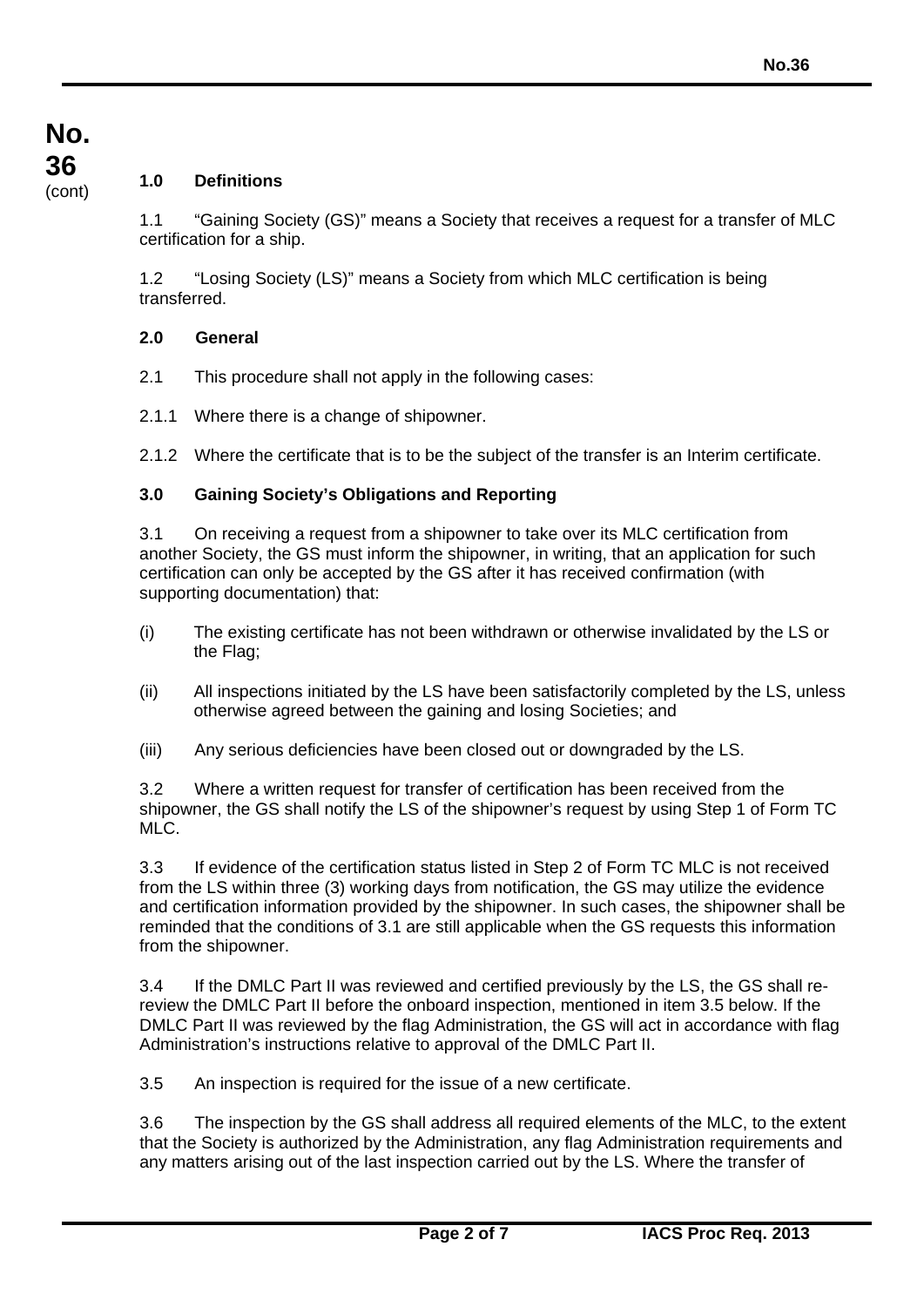### 1.0 Definitions

1.1 "Gaining Society (GS)" means a Society that receives a request for a transfer of MLC certification for a ship.

1.2 "Losing Society (LS)" means a Society from which MLC certification is being transferred.

### 2.0 General

2.1 This procedure shall not apply in the following cases:

2.1.1 Where there is a change of shipowner.

2.1.2 Where the certificate that is to be the subject of the transfer is an Interim certificate.

### 3.0 Gaining Society's Obligations and Reporting

3.1 On receiving a request from a shipowner to take over its MLC certification from another Society, the GS must inform the shipowner, in writing, that an application for such certification can only be accepted by the GS after it has received confirmation (with supporting documentation) that:

(i) The existing certificate has not been withdrawn or otherwise invalidated by the LS or the Flag;

(ii) All inspections initiated by the LS have been satisfactorily completed by the LS, unless otherwise agreed between the gaining and losing Societies; and

(iii) Any serious deficiencies have been closed out or downgraded by the LS.

3.2 Where a written request for transfer of certification has been received from the shipowner, the GS shall notify the LS of the shipowner's request by using Step 1 of Form TC MLC.

3.3 If evidence of the certification status listed in Step 2 of Form TC MLC is not received from the LS within three (3) working days from notification, the GS may utilize the evidence and certification information provided by the shipowner. In such cases, the shipowner shall be reminded that the conditions of 3.1 are still applicable when the GS requests this information from the shipowner.

3.4 If the DMLC Part II was reviewed and certified previously by the LS, the GS shall re-review the DMLC Part II before the onboard inspection, mentioned in item 3.5 below. If the DMLC Part II was reviewed by the flag Administration, the GS will act in accordance with flag Administration's instructions relative to approval of the DMLC Part II.

3.5 An inspection is required for the issue of a new certificate.

3.6 The inspection by the GS shall address all required elements of the MLC, to the extent that the Society is authorized by the Administration, any flag Administration requirements and any matters arising out of the last inspection carried out by the LS. Where the transfer of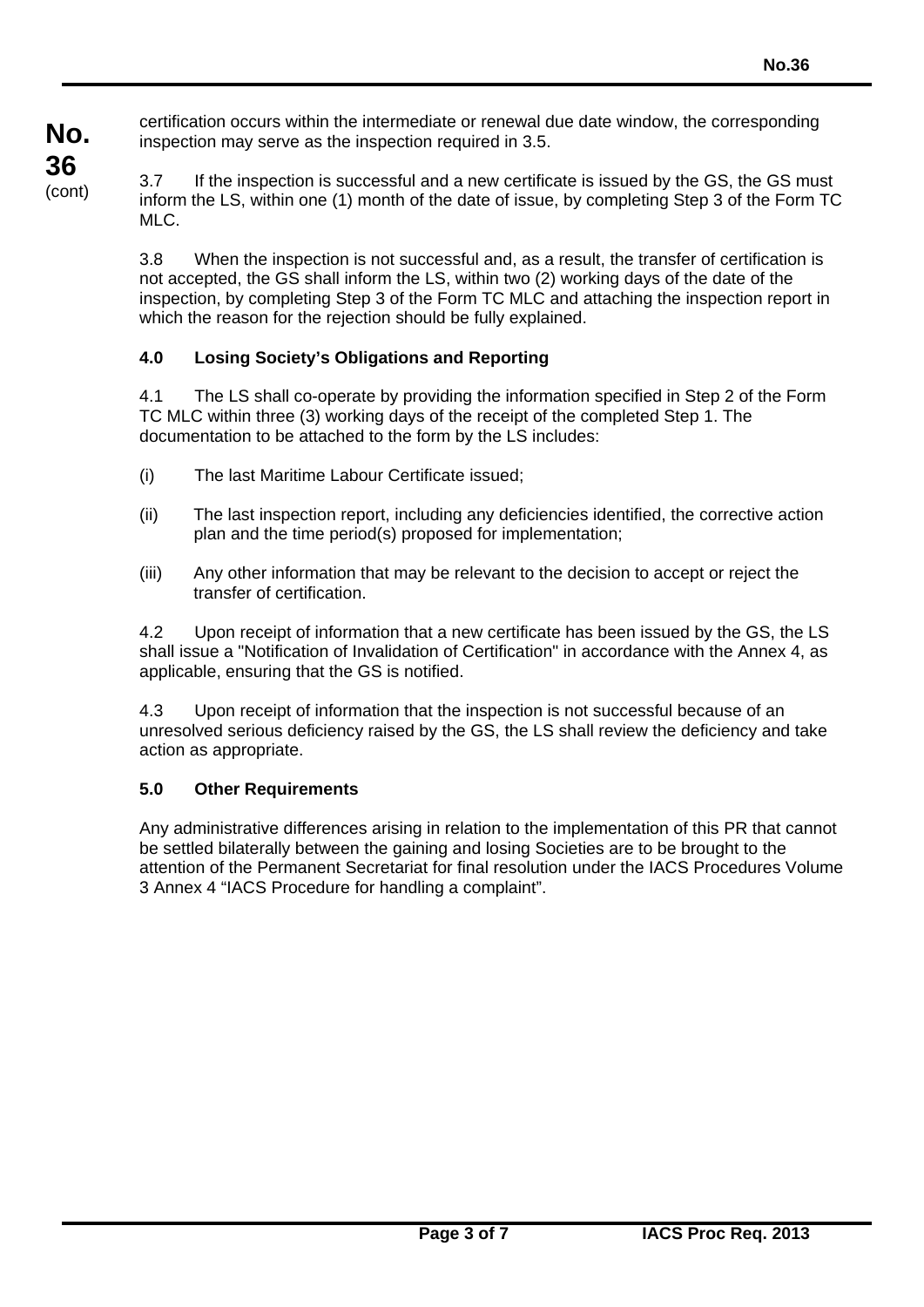certification occurs within the intermediate or renewal due date window, the corresponding inspection may serve as the inspection required in 3.5.

3.7 If the inspection is successful and a new certificate is issued by the GS, the GS must inform the LS, within one (1) month of the date of issue, by completing Step 3 of the Form TC MLC.

3.8 When the inspection is not successful and, as a result, the transfer of certification is not accepted, the GS shall inform the LS, within two (2) working days of the date of the inspection, by completing Step 3 of the Form TC MLC and attaching the inspection report in which the reason for the rejection should be fully explained.

### 4.0 Losing Society's Obligations and Reporting

4.1 The LS shall co-operate by providing the information specified in Step 2 of the Form TC MLC within three (3) working days of the receipt of the completed Step 1. The documentation to be attached to the form by the LS includes:

(i) The last Maritime Labour Certificate issued;

(ii) The last inspection report, including any deficiencies identified, the corrective action plan and the time period(s) proposed for implementation;

(iii) Any other information that may be relevant to the decision to accept or reject the transfer of certification.

4.2 Upon receipt of information that a new certificate has been issued by the GS, the LS shall issue a "Notification of Invalidation of Certification" in accordance with the Annex 4, as applicable, ensuring that the GS is notified.

4.3 Upon receipt of information that the inspection is not successful because of an unresolved serious deficiency raised by the GS, the LS shall review the deficiency and take action as appropriate.

### 5.0 Other Requirements

Any administrative differences arising in relation to the implementation of this PR that cannot be settled bilaterally between the gaining and losing Societies are to be brought to the attention of the Permanent Secretariat for final resolution under the IACS Procedures Volume 3 Annex 4 "IACS Procedure for handling a complaint".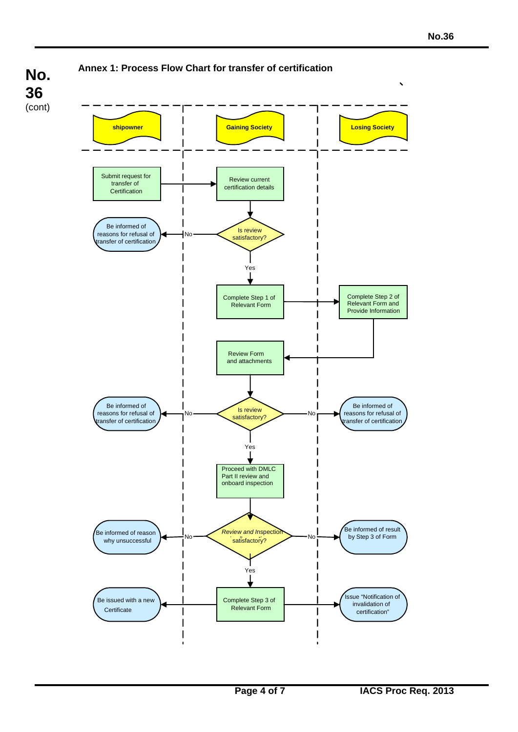**No. 36** (cont)

### Annex 1: Process Flow Chart for transfer of certification

| shipowner | Gaining Society | Losing Society |
|---|---|---|
| Submit request for transfer of Certification → | Review current certification details | |
| ← No: Be informed of reasons for refusal of transfer of certification | Is review satisfactory? | |
| | Yes ↓ | |
| | Complete Step 1 of Relevant Form → | Complete Step 2 of Relevant Form and Provide Information |
| | Review Form and attachments ← | |
| ← No: Be informed of reasons for refusal of transfer of certification | Is review satisfactory? | No → Be informed of reasons for refusal of transfer of certification |
| | Yes ↓ | |
| | Proceed with DMLC Part II review and onboard inspection | |
| ← No: Be informed of reason why unsuccessful | *Review and Inspection* satisfactory? | No → Be informed of result by Step 3 of Form |
| | Yes ↓ | |
| ← Be issued with a new Certificate | Complete Step 3 of Relevant Form | → Issue "Notification of invalidation of certification" |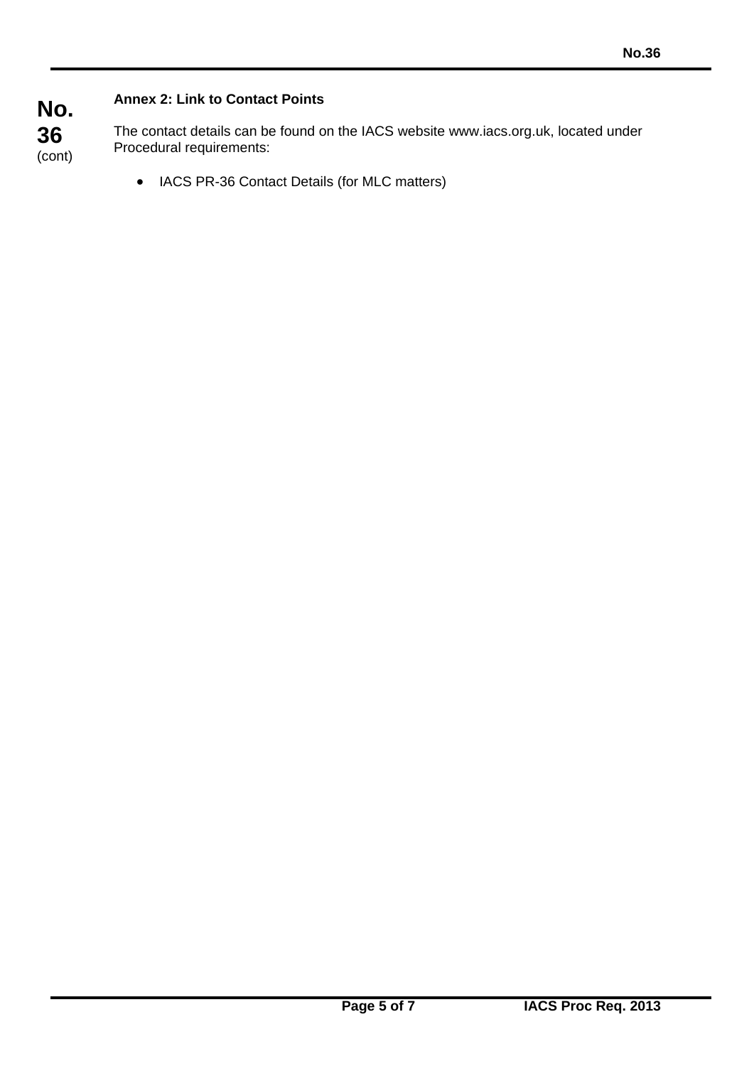**Annex 2: Link to Contact Points**

The contact details can be found on the IACS website www.iacs.org.uk, located under Procedural requirements:

- IACS PR-36 Contact Details (for MLC matters)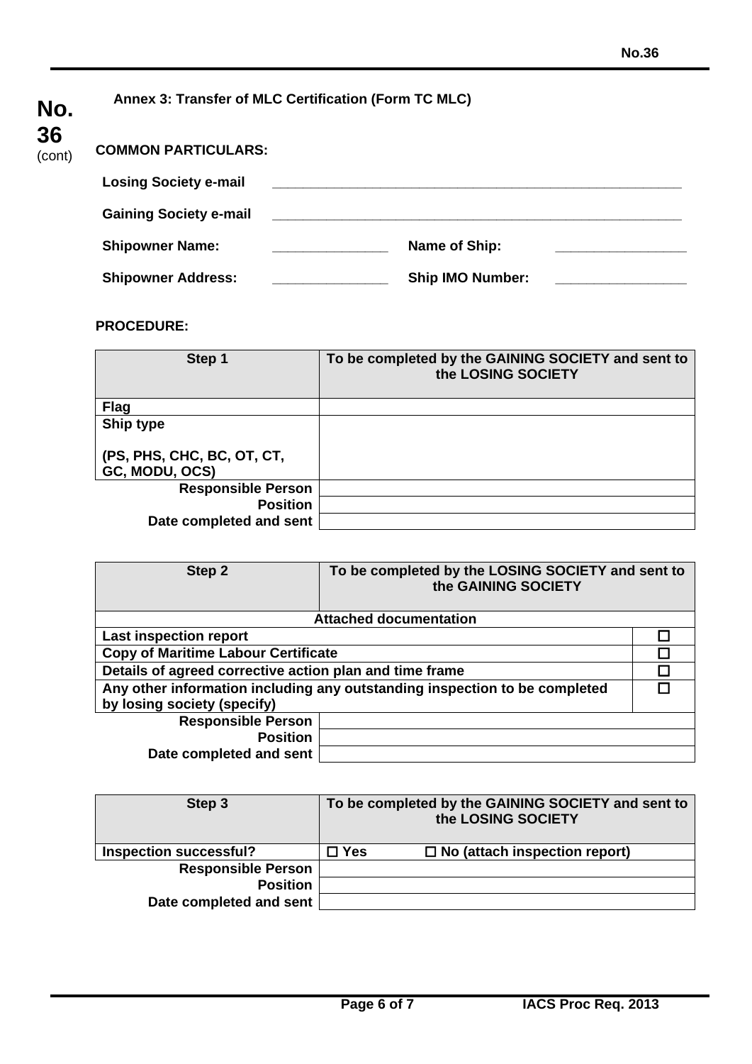**No. 36** (cont)

## Annex 3: Transfer of MLC Certification (Form TC MLC)

**COMMON PARTICULARS:**

| | | | |
|---|---|---|---|
| **Losing Society e-mail** | ______________________________ | | |
| **Gaining Society e-mail** | ______________________________ | | |
| **Shipowner Name:** | _______________ | **Name of Ship:** | _________________ |
| **Shipowner Address:** | _______________ | **Ship IMO Number:** | _________________ |

**PROCEDURE:**

| **Step 1** | **To be completed by the GAINING SOCIETY and sent to the LOSING SOCIETY** |
|---|---|
| **Flag** | |
| **Ship type**<br><br>**(PS, PHS, CHC, BC, OT, CT, GC, MODU, OCS)** | |
| **Responsible Person** | |
| **Position** | |
| **Date completed and sent** | |

| **Step 2** | **To be completed by the LOSING SOCIETY and sent to the GAINING SOCIETY** | |
|---|---|---|
| **Attached documentation** | | |
| **Last inspection report** | | ☐ |
| **Copy of Maritime Labour Certificate** | | ☐ |
| **Details of agreed corrective action plan and time frame** | | ☐ |
| **Any other information including any outstanding inspection to be completed by losing society (specify)** | | ☐ |
| **Responsible Person** | | |
| **Position** | | |
| **Date completed and sent** | | |

| **Step 3** | **To be completed by the GAINING SOCIETY and sent to the LOSING SOCIETY** |
|---|---|
| **Inspection successful?** | ☐ **Yes** ☐ **No (attach inspection report)** |
| **Responsible Person** | |
| **Position** | |
| **Date completed and sent** | |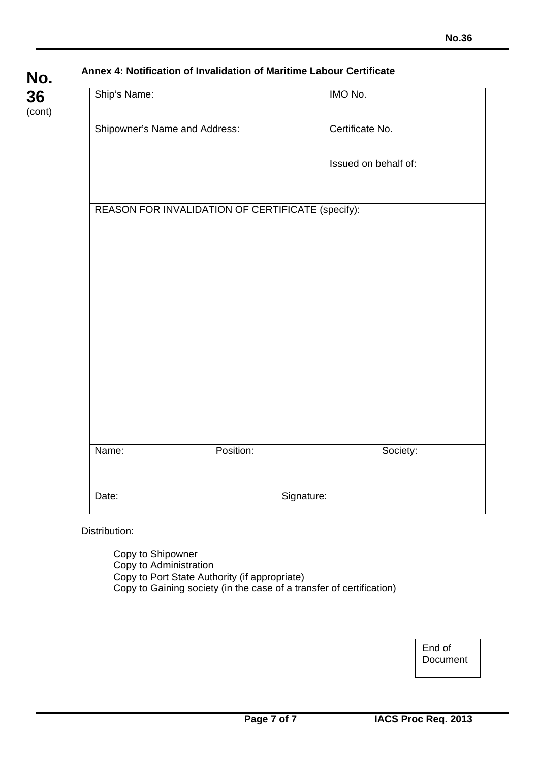**No. 36** (cont)

### Annex 4: Notification of Invalidation of Maritime Labour Certificate

| | |
|---|---|
| Ship's Name: | IMO No. |
| Shipowner's Name and Address: | Certificate No.<br><br>Issued on behalf of: |
| REASON FOR INVALIDATION OF CERTIFICATE (specify): | |
| Name: Position: | Society: |
| Date: Signature: | |

Distribution:

- Copy to Shipowner
- Copy to Administration
- Copy to Port State Authority (if appropriate)
- Copy to Gaining society (in the case of a transfer of certification)

End of Document